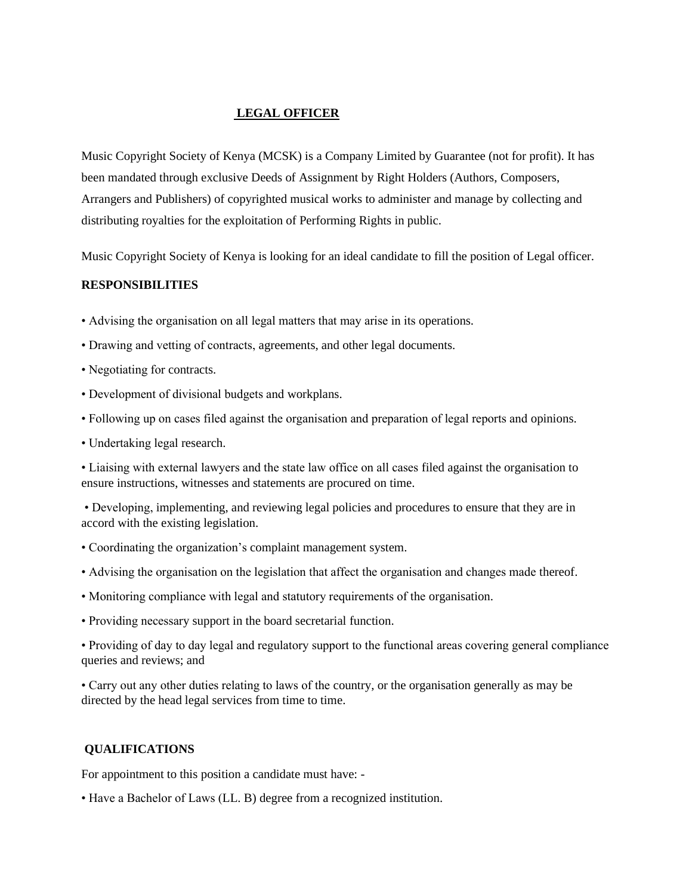# LEGAL OFFICER

Music Copyright Society of Kenya (MCSK) is a Company Limited by Guarantee (not for profit). It has been mandated through exclusive Deeds of Assignment by Right Holders (Authors, Composers, Arrangers and Publishers) of copyrighted musical works to administer and manage by collecting and distributing royalties for the exploitation of Performing Rights in public.

Music Copyright Society of Kenya is looking for an ideal candidate to fill the position of Legal officer.

## RESPONSIBILITIES

- Advising the organisation on all legal matters that may arise in its operations.
- Drawing and vetting of contracts, agreements, and other legal documents.
- Negotiating for contracts.
- Development of divisional budgets and workplans.
- Following up on cases filed against the organisation and preparation of legal reports and opinions.
- Undertaking legal research.
- Liaising with external lawyers and the state law office on all cases filed against the organisation to ensure instructions, witnesses and statements are procured on time.
- Developing, implementing, and reviewing legal policies and procedures to ensure that they are in accord with the existing legislation.
- Coordinating the organization's complaint management system.
- Advising the organisation on the legislation that affect the organisation and changes made thereof.
- Monitoring compliance with legal and statutory requirements of the organisation.
- Providing necessary support in the board secretarial function.
- Providing of day to day legal and regulatory support to the functional areas covering general compliance queries and reviews; and
- Carry out any other duties relating to laws of the country, or the organisation generally as may be directed by the head legal services from time to time.

## QUALIFICATIONS

For appointment to this position a candidate must have: -

- Have a Bachelor of Laws (LL. B) degree from a recognized institution.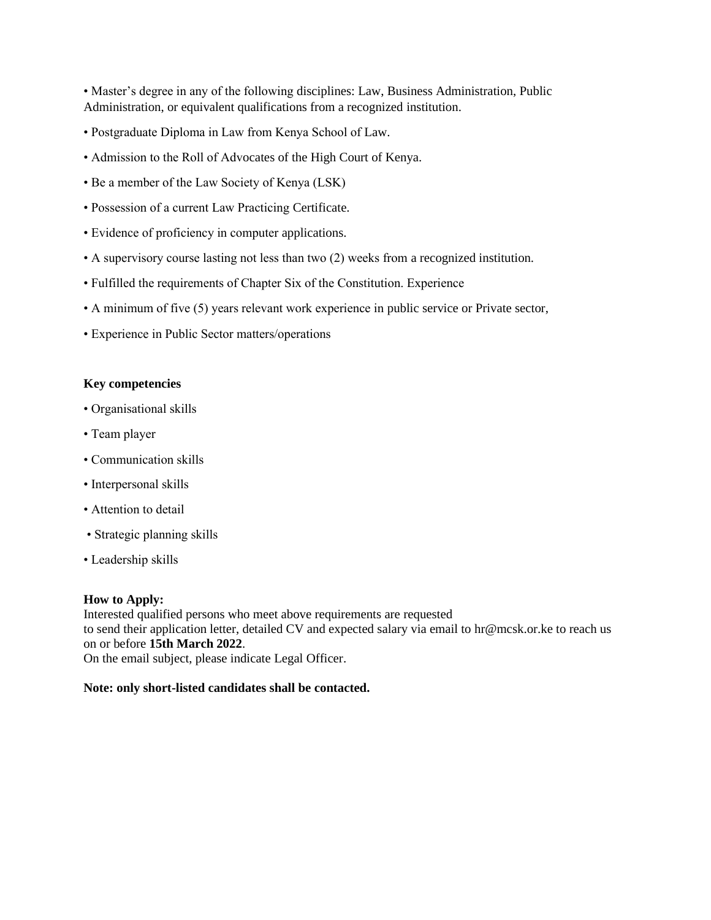- Master's degree in any of the following disciplines: Law, Business Administration, Public Administration, or equivalent qualifications from a recognized institution.
- Postgraduate Diploma in Law from Kenya School of Law.
- Admission to the Roll of Advocates of the High Court of Kenya.
- Be a member of the Law Society of Kenya (LSK)
- Possession of a current Law Practicing Certificate.
- Evidence of proficiency in computer applications.
- A supervisory course lasting not less than two (2) weeks from a recognized institution.
- Fulfilled the requirements of Chapter Six of the Constitution. Experience
- A minimum of five (5) years relevant work experience in public service or Private sector,
- Experience in Public Sector matters/operations

**Key competencies**

- Organisational skills
- Team player
- Communication skills
- Interpersonal skills
- Attention to detail
- Strategic planning skills
- Leadership skills

**How to Apply:**
Interested qualified persons who meet above requirements are requested
to send their application letter, detailed CV and expected salary via email to hr@mcsk.or.ke to reach us on or before **15th March 2022**.
On the email subject, please indicate Legal Officer.

**Note: only short-listed candidates shall be contacted.**